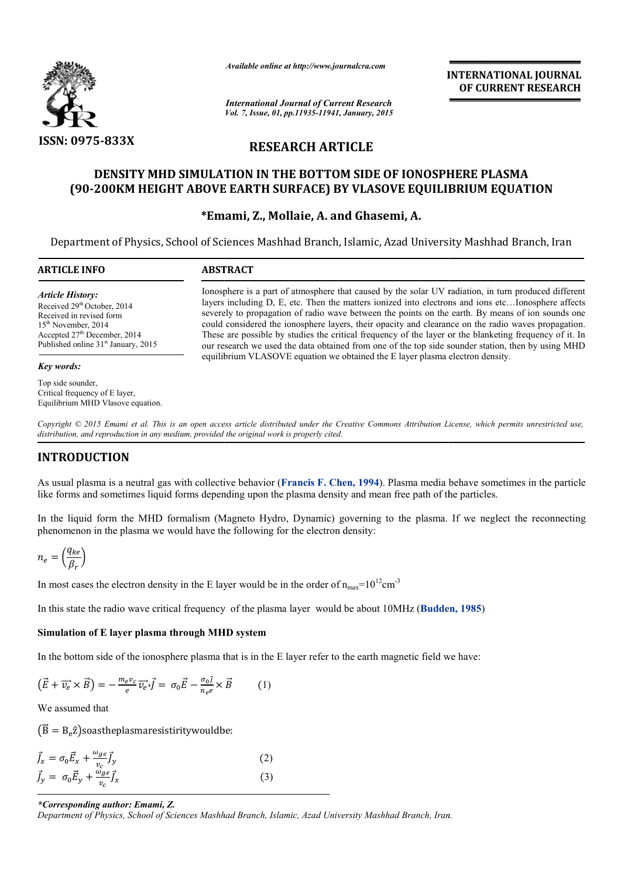*Available online at http://www.journalcra.com*

*International Journal of Current Research*
*Vol. 7, Issue, 01, pp.11935-11941, January, 2015*

**INTERNATIONAL JOURNAL OF CURRENT RESEARCH**

ISSN: 0975-833X

## RESEARCH ARTICLE

# DENSITY MHD SIMULATION IN THE BOTTOM SIDE OF IONOSPHERE PLASMA (90-200KM HEIGHT ABOVE EARTH SURFACE) BY VLASOVE EQUILIBRIUM EQUATION

**\*Emami, Z., Mollaie, A. and Ghasemi, A.**

Department of Physics, School of Sciences Mashhad Branch, Islamic, Azad University Mashhad Branch, Iran

**ARTICLE INFO**

*Article History:*
Received 29th October, 2014
Received in revised form 15th November, 2014
Accepted 27th December, 2014
Published online 31st January, 2015

***Key words:***

Top side sounder,
Critical frequency of E layer,
Equilibrium MHD Vlasove equation.

**ABSTRACT**

Ionosphere is a part of atmosphere that caused by the solar UV radiation, in turn produced different layers including D, E, etc. Then the matters ionized into electrons and ions etc…Ionosphere affects severely to propagation of radio wave between the points on the earth. By means of ion sounds one could considered the ionosphere layers, their opacity and clearance on the radio waves propagation. These are possible by studies the critical frequency of the layer or the blanketing frequency of it. In our research we used the data obtained from one of the top side sounder station, then by using MHD equilibrium VLASOVE equation we obtained the E layer plasma electron density.

*Copyright © 2015 Emami et al. This is an open access article distributed under the Creative Commons Attribution License, which permits unrestricted use, distribution, and reproduction in any medium, provided the original work is properly cited.*

## INTRODUCTION

As usual plasma is a neutral gas with collective behavior (**Francis F. Chen, 1994**). Plasma media behave sometimes in the particle like forms and sometimes liquid forms depending upon the plasma density and mean free path of the particles.

In the liquid form the MHD formalism (Magneto Hydro, Dynamic) governing to the plasma. If we neglect the reconnecting phenomenon in the plasma we would have the following for the electron density:

$$n_e = \left(\frac{q_{ke}}{\beta_r}\right)$$

In most cases the electron density in the E layer would be in the order of $n_{max}=10^{12}cm^{-3}$

In this state the radio wave critical frequency of the plasma layer would be about 10MHz (**Budden, 1985**)

### Simulation of E layer plasma through MHD system

In the bottom side of the ionosphere plasma that is in the E layer refer to the earth magnetic field we have:

$$\left(\vec{E} + \vec{v_e} \times \vec{B}\right) = -\frac{m_e v_c}{e}\vec{v_e}\cdot\vec{J} = \sigma_0\vec{E} - \frac{\sigma_0\vec{J}}{n_e e} \times \vec{B} \qquad (1)$$

We assumed that

$(\vec{B} = B_e\hat{z})$soastheplasmaresistiritywouldbe:

$$\vec{J}_x = \sigma_0\vec{E}_x + \frac{\omega_{ge}}{v_c}\vec{J}_y \qquad (2)$$

$$\vec{J}_y = \sigma_0\vec{E}_y + \frac{\omega_{ge}}{v_c}\vec{J}_x \qquad (3)$$

***\*Corresponding author: Emami, Z.***
*Department of Physics, School of Sciences Mashhad Branch, Islamic, Azad University Mashhad Branch, Iran.*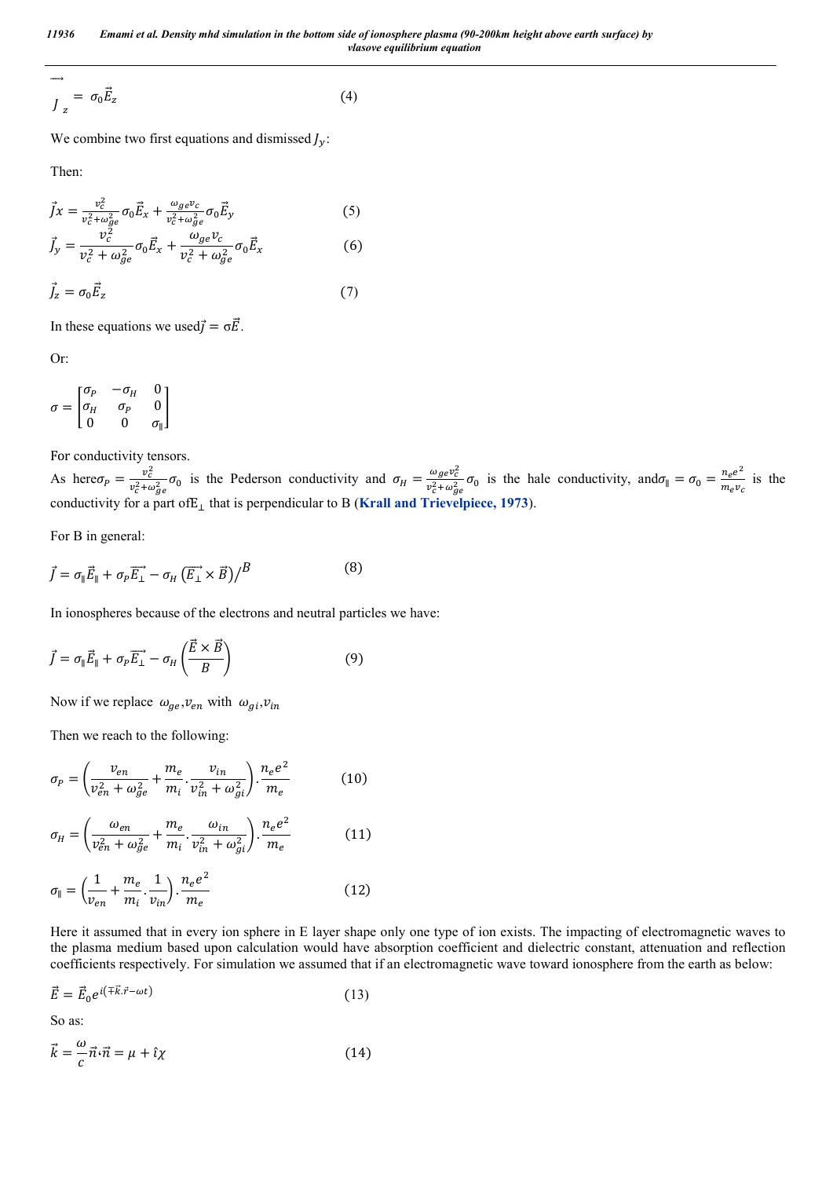$$\overrightarrow{J}_z = \sigma_0 \vec{E}_z \tag{4}$$

We combine two first equations and dismissed $J_y$:

Then:

$$\vec{J}x = \frac{v_c^2}{v_c^2+\omega_{ge}^2}\sigma_0\vec{E}_x + \frac{\omega_{ge}v_c}{v_c^2+\omega_{ge}^2}\sigma_0\vec{E}_y \tag{5}$$

$$\vec{J}_y = \frac{v_c^2}{v_c^2+\omega_{ge}^2}\sigma_0\vec{E}_x + \frac{\omega_{ge}v_c}{v_c^2+\omega_{ge}^2}\sigma_0\vec{E}_x \tag{6}$$

$$\vec{J}_z = \sigma_0\vec{E}_z \tag{7}$$

In these equations we used $\vec{J} = \sigma\vec{E}$.

Or:

$$\sigma = \begin{bmatrix} \sigma_P & -\sigma_H & 0 \\ \sigma_H & \sigma_P & 0 \\ 0 & 0 & \sigma_\parallel \end{bmatrix}$$

For conductivity tensors.

As here $\sigma_P = \frac{v_c^2}{v_c^2+\omega_{ge}^2}\sigma_0$ is the Pederson conductivity and $\sigma_H = \frac{\omega_{ge}v_c^2}{v_c^2+\omega_{ge}^2}\sigma_0$ is the hale conductivity, and $\sigma_\parallel = \sigma_0 = \frac{n_e e^2}{m_e v_c}$ is the conductivity for a part of $E_\perp$ that is perpendicular to B (**Krall and Trievelpiece, 1973**).

For B in general:

$$\vec{J} = \sigma_\parallel\vec{E}_\parallel + \sigma_P\overrightarrow{E_\perp} - \sigma_H\left(\overrightarrow{E_\perp}\times\vec{B}\right)/^{B} \tag{8}$$

In ionospheres because of the electrons and neutral particles we have:

$$\vec{J} = \sigma_\parallel\vec{E}_\parallel + \sigma_P\overrightarrow{E_\perp} - \sigma_H\left(\frac{\vec{E}\times\vec{B}}{B}\right) \tag{9}$$

Now if we replace $\omega_{ge}, v_{en}$ with $\omega_{gi}, v_{in}$

Then we reach to the following:

$$\sigma_P = \left(\frac{v_{en}}{v_{en}^2+\omega_{ge}^2} + \frac{m_e}{m_i}\cdot\frac{v_{in}}{v_{in}^2+\omega_{gi}^2}\right)\cdot\frac{n_e e^2}{m_e} \tag{10}$$

$$\sigma_H = \left(\frac{\omega_{en}}{v_{en}^2+\omega_{ge}^2} + \frac{m_e}{m_i}\cdot\frac{\omega_{in}}{v_{in}^2+\omega_{gi}^2}\right)\cdot\frac{n_e e^2}{m_e} \tag{11}$$

$$\sigma_\parallel = \left(\frac{1}{v_{en}} + \frac{m_e}{m_i}\cdot\frac{1}{v_{in}}\right)\cdot\frac{n_e e^2}{m_e} \tag{12}$$

Here it assumed that in every ion sphere in E layer shape only one type of ion exists. The impacting of electromagnetic waves to the plasma medium based upon calculation would have absorption coefficient and dielectric constant, attenuation and reflection coefficients respectively. For simulation we assumed that if an electromagnetic wave toward ionosphere from the earth as below:

$$\vec{E} = \vec{E}_0 e^{i(\mp\vec{k}.\vec{r}-\omega t)} \tag{13}$$

So as:

$$\vec{k} = \frac{\omega}{c}\vec{n}, \vec{n} = \mu + \hat{\imath}\chi \tag{14}$$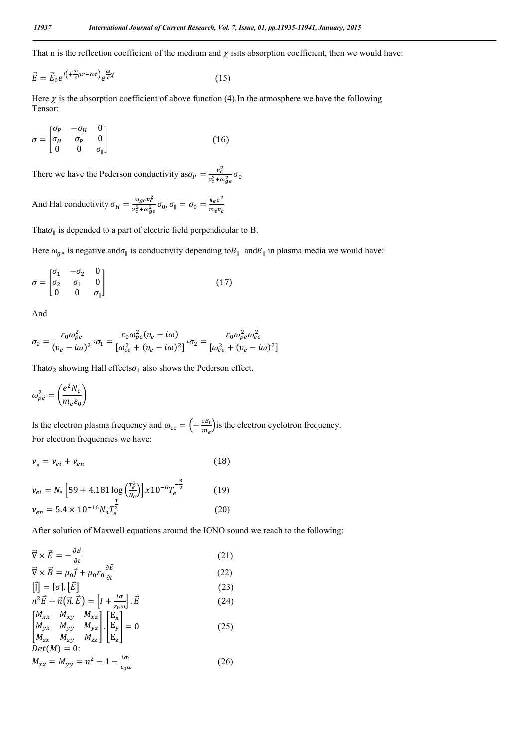That n is the reflection coefficient of the medium and $\chi$ isits absorption coefficient, then we would have:

$$\vec{E} = \vec{E}_0 e^{i\left(\mp\frac{\omega}{c}\mu r - \omega t\right)} e^{\frac{\omega}{c}\chi} \quad (15)$$

Here $\chi$ is the absorption coefficient of above function (4).In the atmosphere we have the following Tensor:

$$\sigma = \begin{bmatrix} \sigma_P & -\sigma_H & 0 \\ \sigma_H & \sigma_P & 0 \\ 0 & 0 & \sigma_\parallel \end{bmatrix} \quad (16)$$

There we have the Pederson conductivity as$\sigma_P = \frac{v_c^2}{v_c^2 + \omega_{ge}^2}\sigma_0$

And Hal conductivity $\sigma_H = \frac{\omega_{ge} v_c^2}{v_c^2 + \omega_{ge}^2}\sigma_0, \sigma_\parallel = \sigma_0 = \frac{n_e e^2}{m_e v_c}$

That$\sigma_\parallel$ is depended to a part of electric field perpendicular to B.

Here $\omega_{ge}$ is negative and$\sigma_\parallel$ is conductivity depending to$B_\parallel$ and$E_\parallel$ in plasma media we would have:

$$\sigma = \begin{bmatrix} \sigma_1 & -\sigma_2 & 0 \\ \sigma_2 & \sigma_1 & 0 \\ 0 & 0 & \sigma_\parallel \end{bmatrix} \quad (17)$$

And

$$\sigma_0 = \frac{\varepsilon_0 \omega_{pe}^2}{(v_e - i\omega)^2}, \sigma_1 = \frac{\varepsilon_0 \omega_{pe}^2 (v_e - i\omega)}{[\omega_{ce}^2 + (v_e - i\omega)^2]}, \sigma_2 = \frac{\varepsilon_0 \omega_{pe}^2 \omega_{ce}^2}{[\omega_{ce}^2 + (v_e - i\omega)^2]}$$

That$\sigma_2$ showing Hall effects$\sigma_1$ also shows the Pederson effect.

$$\omega_{pe}^2 = \left(\frac{e^2 N_e}{m_e \varepsilon_0}\right)$$

Is the electron plasma frequency and $\omega_{ce} = \left(-\frac{eB_0}{m_e}\right)$is the electron cyclotron frequency.
For electron frequencies we have:

$$v_e = v_{ei} + v_{en} \quad (18)$$

$$v_{ei} = N_e\left[59 + 4.181\log\left(\frac{T_e^3}{N_e}\right)\right] x10^{-6} T_e^{-\frac{3}{2}} \quad (19)$$

$$v_{en} = 5.4 \times 10^{-16} N_n T_e^{\frac{1}{2}} \quad (20)$$

After solution of Maxwell equations around the IONO sound we reach to the following:

$$\vec{\nabla} \times \vec{E} = -\frac{\partial \vec{B}}{\partial t} \quad (21)$$

$$\vec{\nabla} \times \vec{B} = \mu_0 \vec{J} + \mu_0 \varepsilon_0 \frac{\partial \vec{E}}{\partial t} \quad (22)$$

$$[\vec{J}] = [\sigma].[\vec{E}] \quad (23)$$

$$n^2 \vec{E} - \vec{n}(\vec{n}.\vec{E}) = \left[I + \frac{i\sigma}{\varepsilon_0 \omega}\right].\vec{E} \quad (24)$$

$$\begin{bmatrix} M_{xx} & M_{xy} & M_{xz} \\ M_{yx} & M_{yy} & M_{yz} \\ M_{zx} & M_{zy} & M_{zz} \end{bmatrix} . \begin{bmatrix} E_x \\ E_y \\ E_z \end{bmatrix} = 0 \quad (25)$$

$Det(M) = 0$:

$$M_{xx} = M_{yy} = n^2 - 1 - \frac{i\sigma_1}{\varepsilon_0 \omega} \quad (26)$$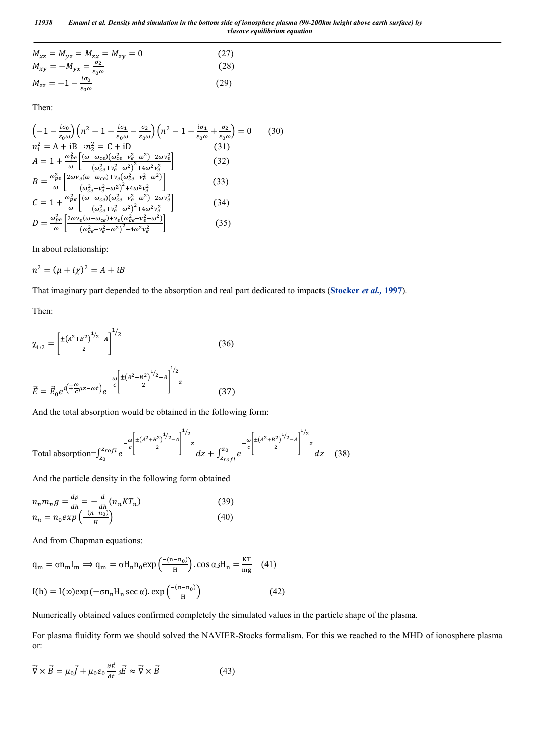$$M_{xz} = M_{yz} = M_{zx} = M_{zy} = 0 \tag{27}$$

$$M_{xy} = -M_{yx} = \frac{\sigma_2}{\varepsilon_0 \omega} \tag{28}$$

$$M_{zz} = -1 - \frac{i\sigma_0}{\varepsilon_0 \omega} \tag{29}$$

Then:

$$\left(-1 - \frac{i\sigma_0}{\varepsilon_0 \omega}\right)\left(n^2 - 1 - \frac{i\sigma_1}{\varepsilon_0 \omega} - \frac{\sigma_2}{\varepsilon_0 \omega}\right)\left(n^2 - 1 - \frac{i\sigma_1}{\varepsilon_0 \omega} + \frac{\sigma_2}{\varepsilon_0 \omega}\right) = 0 \tag{30}$$

$$n_1^2 = \mathrm{A} + \mathrm{iB} \quad ، n_2^2 = \mathrm{C} + \mathrm{iD} \tag{31}$$

$$A = 1 + \frac{\omega_{pe}^2}{\omega}\left[\frac{(\omega - \omega_{ce})(\omega_{ce}^2 + v_e^2 - \omega^2) - 2\omega v_e^2}{(\omega_{ce}^2 + v_e^2 - \omega^2)^2 + 4\omega^2 v_e^2}\right] \tag{32}$$

$$B = \frac{\omega_{pe}^2}{\omega}\left[\frac{2\omega v_e(\omega - \omega_{ce}) + v_e(\omega_{ce}^2 + v_e^2 - \omega^2)}{(\omega_{ce}^2 + v_e^2 - \omega^2)^2 + 4\omega^2 v_e^2}\right] \tag{33}$$

$$C = 1 + \frac{\omega_{pe}^2}{\omega}\left[\frac{(\omega + \omega_{ce})(\omega_{ce}^2 + v_e^2 - \omega^2) - 2\omega v_e^2}{(\omega_{ce}^2 + v_e^2 - \omega^2)^2 + 4\omega^2 v_e^2}\right] \tag{34}$$

$$D = \frac{\omega_{pe}^2}{\omega}\left[\frac{2\omega v_e(\omega + \omega_{ce}) + v_e(\omega_{ce}^2 + v_e^2 - \omega^2)}{(\omega_{ce}^2 + v_e^2 - \omega^2)^2 + 4\omega^2 v_e^2}\right] \tag{35}$$

In about relationship:

$$n^2 = (\mu + i\chi)^2 = A + iB$$

That imaginary part depended to the absorption and real part dedicated to impacts (**Stocker *et al.*, 1997**).

Then:

$$\chi_{1,2} = \left[\frac{\pm(A^2 + B^2)^{1/2} - A}{2}\right]^{1/2} \tag{36}$$

$$\vec{E} = \vec{E}_0 e^{i\left(\mp\frac{\omega}{c}\mu z - \omega t\right)} e^{-\frac{\omega}{c}\left[\frac{\pm(A^2 + B^2)^{1/2} - A}{2}\right]^{1/2} z} \tag{37}$$

And the total absorption would be obtained in the following form:

$$\text{Total absorption} = \int_{z_0}^{z_{rofl}} e^{-\frac{\omega}{c}\left[\frac{\pm(A^2 + B^2)^{1/2} - A}{2}\right]^{1/2} z} dz + \int_{z_{rofl}}^{z_0} e^{-\frac{\omega}{c}\left[\frac{\pm(A^2 + B^2)^{1/2} - A}{2}\right]^{1/2} z} dz \tag{38}$$

And the particle density in the following form obtained

$$n_n m_n g = \frac{dp}{dh} = -\frac{d}{dh}(n_n K T_n) \tag{39}$$

$$n_n = n_0 exp\left(\frac{-(n - n_0)}{H}\right) \tag{40}$$

And from Chapman equations:

$$\mathrm{q_m} = \sigma \mathrm{n_m} \mathrm{I_m} \Longrightarrow \mathrm{q_m} = \sigma \mathrm{H_n} \mathrm{n_0} \exp\left(\frac{-(\mathrm{n} - \mathrm{n_0})}{\mathrm{H}}\right) . \cos\alpha ، \mathrm{H_n} = \frac{\mathrm{KT}}{\mathrm{mg}} \tag{41}$$

$$\mathrm{I(h)} = \mathrm{I}(\infty)\exp(-\sigma \mathrm{n_n} \mathrm{H_n} \sec\alpha) . \exp\left(\frac{-(\mathrm{n} - \mathrm{n_0})}{\mathrm{H}}\right) \tag{42}$$

Numerically obtained values confirmed completely the simulated values in the particle shape of the plasma.

For plasma fluidity form we should solved the NAVIER-Stocks formalism. For this we reached to the MHD of ionosphere plasma or:

$$\vec{\nabla} \times \vec{B} = \mu_0 \vec{J} + \mu_0 \varepsilon_0 \frac{\partial \vec{E}}{\partial t} ، \vec{E} \approx \vec{\nabla} \times \vec{B} \tag{43}$$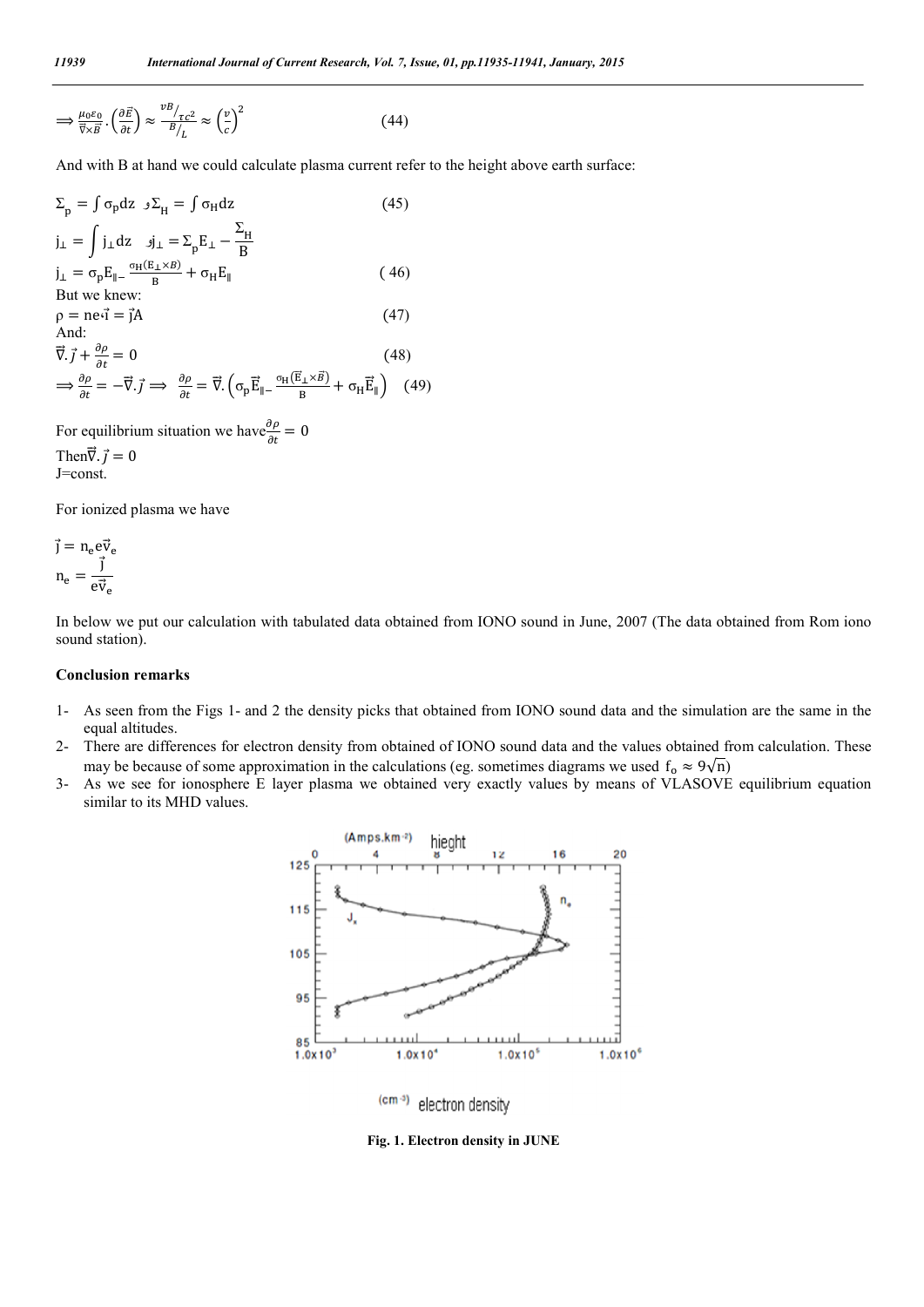$$\Rightarrow \frac{\mu_0\varepsilon_0}{\vec{\nabla}\times\vec{B}}.\left(\frac{\partial\vec{E}}{\partial t}\right) \approx \frac{{}^{vB}/_{\tau c^2}}{{}^{B}/_{L}} \approx \left(\frac{v}{c}\right)^2 \qquad (44)$$

And with B at hand we could calculate plasma current refer to the height above earth surface:

$$\Sigma_p = \int \sigma_p dz \;\; , \Sigma_H = \int \sigma_H dz \qquad (45)$$

$$j_\perp = \int j_\perp dz \quad , j_\perp = \Sigma_p E_\perp - \frac{\Sigma_H}{B}$$

$$j_\perp = \sigma_p E_{\parallel} - \frac{\sigma_H(E_\perp \times B)}{B} + \sigma_H E_{\parallel} \qquad (46)$$

But we knew:

$$\rho = ne.\vec{i} = \vec{j}A \qquad (47)$$

And:

$$\vec{\nabla}.\vec{j} + \frac{\partial\rho}{\partial t} = 0 \qquad (48)$$

$$\Rightarrow \frac{\partial\rho}{\partial t} = -\vec{\nabla}.\vec{j} \Rightarrow \frac{\partial\rho}{\partial t} = \vec{\nabla}.\left(\sigma_p \vec{E}_{\parallel} - \frac{\sigma_H(\vec{E}_\perp \times \vec{B})}{B} + \sigma_H \vec{E}_{\parallel}\right) \qquad (49)$$

For equilibrium situation we have $\frac{\partial\rho}{\partial t} = 0$

Then $\vec{\nabla}.\vec{j} = 0$

J=const.

For ionized plasma we have

$$\vec{j} = n_e e \vec{v}_e$$

$$n_e = \frac{\vec{j}}{e\vec{v}_e}$$

In below we put our calculation with tabulated data obtained from IONO sound in June, 2007 (The data obtained from Rom iono sound station).

**Conclusion remarks**

1- As seen from the Figs 1- and 2 the density picks that obtained from IONO sound data and the simulation are the same in the equal altitudes.

2- There are differences for electron density from obtained of IONO sound data and the values obtained from calculation. These may be because of some approximation in the calculations (eg. sometimes diagrams we used $f_o \approx 9\sqrt{n}$)

3- As we see for ionosphere E layer plasma we obtained very exactly values by means of VLASOVE equilibrium equation similar to its MHD values.

**Fig. 1. Electron density in JUNE**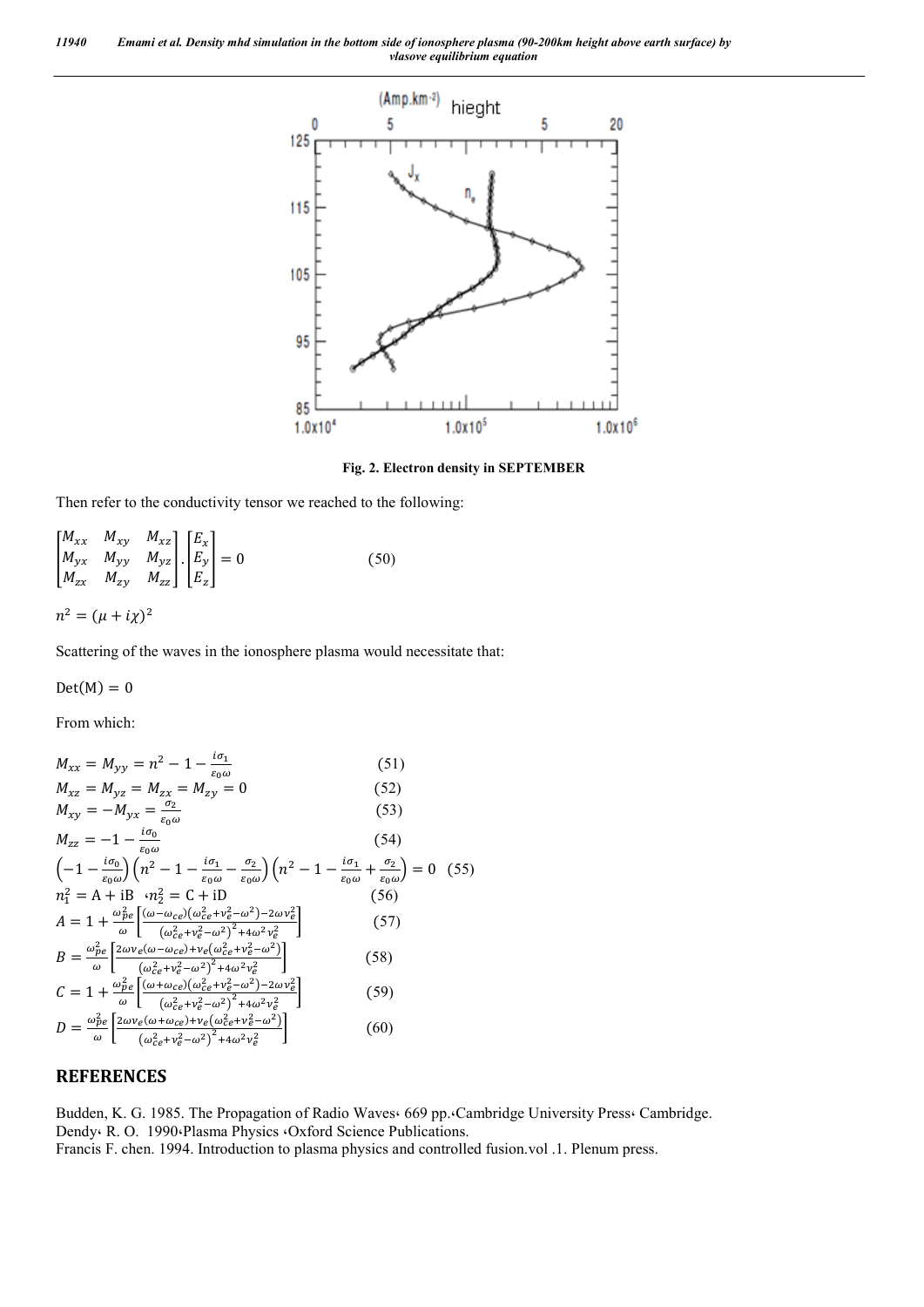**Fig. 2. Electron density in SEPTEMBER**

Then refer to the conductivity tensor we reached to the following:

$$\begin{bmatrix} M_{xx} & M_{xy} & M_{xz} \\ M_{yx} & M_{yy} & M_{yz} \\ M_{zx} & M_{zy} & M_{zz} \end{bmatrix} . \begin{bmatrix} E_x \\ E_y \\ E_z \end{bmatrix} = 0 \qquad (50)$$

$$n^2 = (\mu + i\chi)^2$$

Scattering of the waves in the ionosphere plasma would necessitate that:

$$\mathrm{Det}(M) = 0$$

From which:

$$M_{xx} = M_{yy} = n^2 - 1 - \frac{i\sigma_1}{\varepsilon_0 \omega} \qquad (51)$$

$$M_{xz} = M_{yz} = M_{zx} = M_{zy} = 0 \qquad (52)$$

$$M_{xy} = -M_{yx} = \frac{\sigma_2}{\varepsilon_0 \omega} \qquad (53)$$

$$M_{zz} = -1 - \frac{i\sigma_0}{\varepsilon_0 \omega} \qquad (54)$$

$$\left(-1 - \frac{i\sigma_0}{\varepsilon_0 \omega}\right)\left(n^2 - 1 - \frac{i\sigma_1}{\varepsilon_0 \omega} - \frac{\sigma_2}{\varepsilon_0 \omega}\right)\left(n^2 - 1 - \frac{i\sigma_1}{\varepsilon_0 \omega} + \frac{\sigma_2}{\varepsilon_0 \omega}\right) = 0 \qquad (55)$$

$$n_1^2 = \mathrm{A} + \mathrm{iB} \quad ، n_2^2 = \mathrm{C} + \mathrm{iD} \qquad (56)$$

$$A = 1 + \frac{\omega_{pe}^2}{\omega}\left[\frac{(\omega - \omega_{ce})(\omega_{ce}^2 + v_e^2 - \omega^2) - 2\omega v_e^2}{(\omega_{ce}^2 + v_e^2 - \omega^2)^2 + 4\omega^2 v_e^2}\right] \qquad (57)$$

$$B = \frac{\omega_{pe}^2}{\omega}\left[\frac{2\omega v_e(\omega - \omega_{ce}) + v_e(\omega_{ce}^2 + v_e^2 - \omega^2)}{(\omega_{ce}^2 + v_e^2 - \omega^2)^2 + 4\omega^2 v_e^2}\right] \qquad (58)$$

$$C = 1 + \frac{\omega_{pe}^2}{\omega}\left[\frac{(\omega + \omega_{ce})(\omega_{ce}^2 + v_e^2 - \omega^2) - 2\omega v_e^2}{(\omega_{ce}^2 + v_e^2 - \omega^2)^2 + 4\omega^2 v_e^2}\right] \qquad (59)$$

$$D = \frac{\omega_{pe}^2}{\omega}\left[\frac{2\omega v_e(\omega + \omega_{ce}) + v_e(\omega_{ce}^2 + v_e^2 - \omega^2)}{(\omega_{ce}^2 + v_e^2 - \omega^2)^2 + 4\omega^2 v_e^2}\right] \qquad (60)$$

## REFERENCES

Budden, K. G. 1985. The Propagation of Radio Waves، 669 pp.،Cambridge University Press، Cambridge.

Dendy، R. O. 1990،Plasma Physics ،Oxford Science Publications.

Francis F. chen. 1994. Introduction to plasma physics and controlled fusion.vol .1. Plenum press.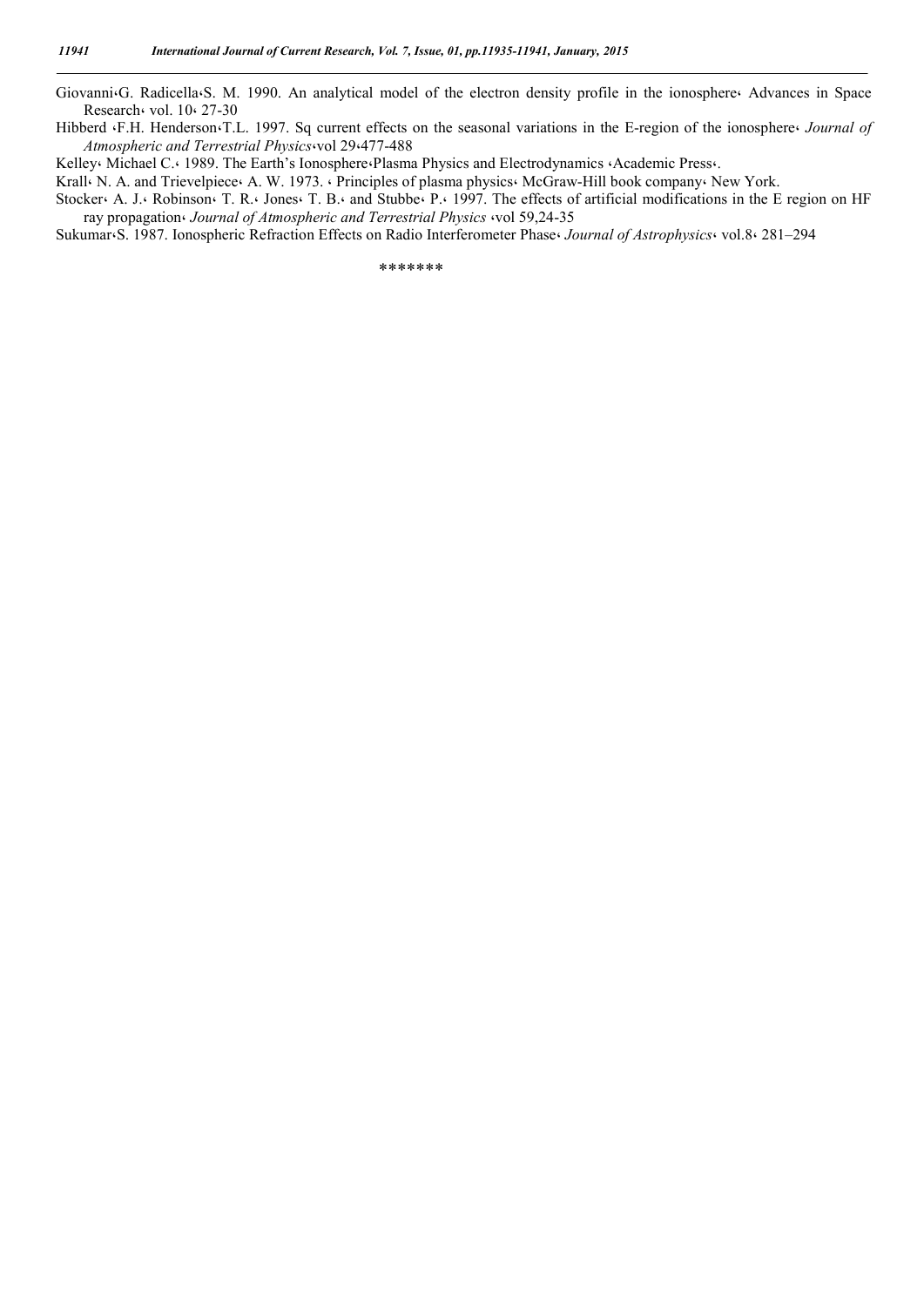Giovanni،G. Radicella،S. M. 1990. An analytical model of the electron density profile in the ionosphere، Advances in Space Research، vol. 10، 27-30

Hibberd ،F.H. Henderson،T.L. 1997. Sq current effects on the seasonal variations in the E-region of the ionosphere، *Journal of Atmospheric and Terrestrial Physics*،vol 29،477-488

Kelley، Michael C.، 1989. The Earth's Ionosphere،Plasma Physics and Electrodynamics ،Academic Press،.

Krall، N. A. and Trievelpiece، A. W. 1973. ، Principles of plasma physics، McGraw-Hill book company، New York.

Stocker، A. J.، Robinson، T. R.، Jones، T. B.، and Stubbe، P.، 1997. The effects of artificial modifications in the E region on HF ray propagation، *Journal of Atmospheric and Terrestrial Physics* ،vol 59,24-35

Sukumar،S. 1987. Ionospheric Refraction Effects on Radio Interferometer Phase، *Journal of Astrophysics*، vol.8، 281–294

*******